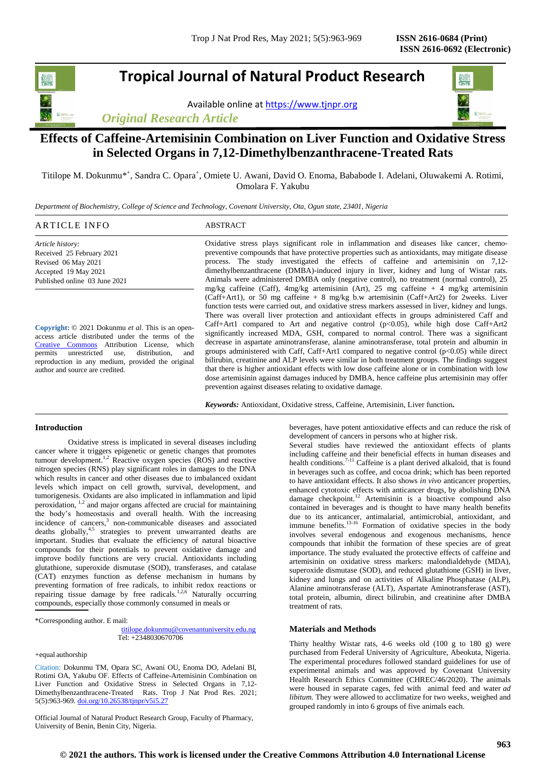# Tropical Journal of Natural Product Research

Available online at https://www.tjnpr.org

*Original Research Article*

# Effects of Caffeine-Artemisinin Combination on Liver Function and Oxidative Stress in Selected Organs in 7,12-Dimethylbenzanthracene-Treated Rats

Titilope M. Dokunmu*[+], Sandra C. Opara[+], Omiete U. Awani, David O. Enoma, Bababode I. Adelani, Oluwakemi A. Rotimi, Omolara F. Yakubu

*Department of Biochemistry, College of Science and Technology, Covenant University, Ota, Ogun state, 23401, Nigeria*

## ARTICLE INFO

*Article history:*
Received 25 February 2021
Revised 06 May 2021
Accepted 19 May 2021
Published online 03 June 2021

**Copyright:** © 2021 Dokunmu *et al*. This is an open-access article distributed under the terms of the Creative Commons Attribution License, which permits unrestricted use, distribution, and reproduction in any medium, provided the original author and source are credited.

## ABSTRACT

Oxidative stress plays significant role in inflammation and diseases like cancer, chemo-preventive compounds that have protective properties such as antioxidants, may mitigate disease process. The study investigated the effects of caffeine and artemisinin on 7,12-dimethylbenzanthracene (DMBA)-induced injury in liver, kidney and lung of Wistar rats. Animals were administered DMBA only (negative control), no treatment (normal control), 25 mg/kg caffeine (Caff), 4mg/kg artemisinin (Art), 25 mg caffeine + 4 mg/kg artemisinin (Caff+Art1), or 50 mg caffeine + 8 mg/kg b.w artemisinin (Caff+Art2) for 2weeks. Liver function tests were carried out, and oxidative stress markers assessed in liver, kidney and lungs. There was overall liver protection and antioxidant effects in groups administered Caff and Caff+Art1 compared to Art and negative control ($p<0.05$), while high dose Caff+Art2 significantly increased MDA, GSH, compared to normal control. There was a significant decrease in aspartate aminotransferase, alanine aminotransferase, total protein and albumin in groups administered with Caff, Caff+Art1 compared to negative control ($p<0.05$) while direct bilirubin, creatinine and ALP levels were similar in both treatment groups. The findings suggest that there is higher antioxidant effects with low dose caffeine alone or in combination with low dose artemisinin against damages induced by DMBA, hence caffeine plus artemisinin may offer prevention against diseases relating to oxidative damage.

***Keywords:*** Antioxidant, Oxidative stress, Caffeine, Artemisinin, Liver function**.**

## Introduction

Oxidative stress is implicated in several diseases including cancer where it triggers epigenetic or genetic changes that promotes tumour development.[1,2] Reactive oxygen species (ROS) and reactive nitrogen species (RNS) play significant roles in damages to the DNA which results in cancer and other diseases due to imbalanced oxidant levels which impact on cell growth, survival, development, and tumorigenesis. Oxidants are also implicated in inflammation and lipid peroxidation, [1,2] and major organs affected are crucial for maintaining the body's homeostasis and overall health. With the increasing incidence of cancers,[3] non-communicable diseases and associated deaths globally,[4,5] strategies to prevent unwarranted deaths are important. Studies that evaluate the efficiency of natural bioactive compounds for their potentials to prevent oxidative damage and improve bodily functions are very crucial. Antioxidants including glutathione, superoxide dismutase (SOD), transferases, and catalase (CAT) enzymes function as defense mechanism in humans by preventing formation of free radicals, to inhibit redox reactions or repairing tissue damage by free radicals.[1,2,6] Naturally occurring compounds, especially those commonly consumed in meals or beverages, have potent antioxidative effects and can reduce the risk of development of cancers in persons who at higher risk.

Several studies have reviewed the antioxidant effects of plants including caffeine and their beneficial effects in human diseases and health conditions.[7-11] Caffeine is a plant derived alkaloid, that is found in beverages such as coffee, and cocoa drink; which has been reported to have antioxidant effects. It also shows *in vivo* anticancer properties, enhanced cytotoxic effects with anticancer drugs, by abolishing DNA damage checkpoint.[12] Artemisinin is a bioactive compound also contained in beverages and is thought to have many health benefits due to its anticancer, antimalarial, antimicrobial, antioxidant, and immune benefits.[13-16] Formation of oxidative species in the body involves several endogenous and exogenous mechanisms, hence compounds that inhibit the formation of these species are of great importance. The study evaluated the protective effects of caffeine and artemisinin on oxidative stress markers: malondialdehyde (MDA), superoxide dismutase (SOD), and reduced glutathione (GSH) in liver, kidney and lungs and on activities of Alkaline Phosphatase (ALP), Alanine aminotransferase (ALT), Aspartate Aminotransferase (AST), total protein, albumin, direct bilirubin, and creatinine after DMBA treatment of rats.

## Materials and Methods

Thirty healthy Wistar rats, 4-6 weeks old (100 g to 180 g) were purchased from Federal University of Agriculture, Abeokuta, Nigeria. The experimental procedures followed standard guidelines for use of experimental animals and was approved by Covenant University Health Research Ethics Committee (CHREC/46/2020). The animals were housed in separate cages, fed with animal feed and water *ad libitum.* They were allowed to acclimatize for two weeks, weighed and grouped randomly in into 6 groups of five animals each.

---

*Corresponding author. E mail: titilope.dokunmu@covenantuniversity.edu.ng
Tel: +2348030670706

+equal authorship

Citation: Dokunmu TM, Opara SC, Awani OU, Enoma DO, Adelani BI, Rotimi OA, Yakubu OF. Effects of Caffeine-Artemisinin Combination on Liver Function and Oxidative Stress in Selected Organs in 7,12-Dimethylbenzanthracene-Treated Rats. Trop J Nat Prod Res. 2021; 5(5):963-969. doi.org/10.26538/tjnpr/v5i5.27

Official Journal of Natural Product Research Group, Faculty of Pharmacy, University of Benin, Benin City, Nigeria.

© 2021 the authors. This work is licensed under the Creative Commons Attribution 4.0 International License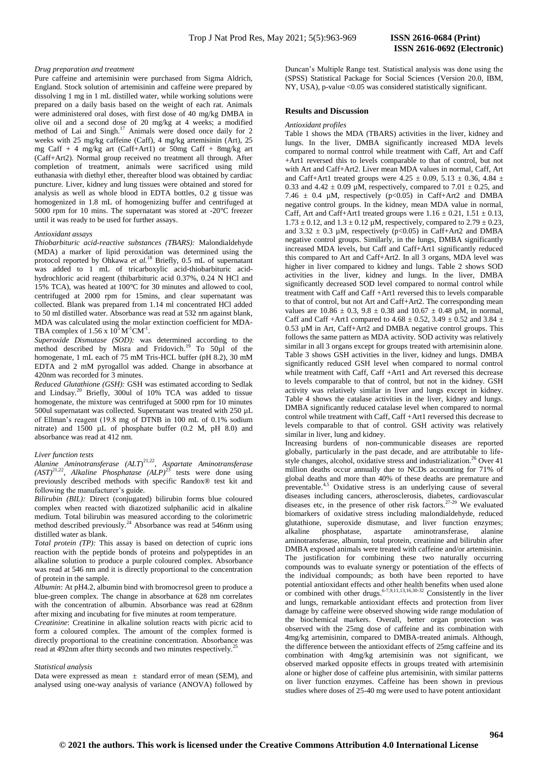### *Drug preparation and treatment*

Pure caffeine and artemisinin were purchased from Sigma Aldrich, England. Stock solution of artemisinin and caffeine were prepared by dissolving 1 mg in 1 mL distilled water, while working solutions were prepared on a daily basis based on the weight of each rat. Animals were administered oral doses, with first dose of 40 mg/kg DMBA in olive oil and a second dose of 20 mg/kg at 4 weeks; a modified method of Lai and Singh.[17] Animals were dosed once daily for 2 weeks with 25 mg/kg caffeine (Caff), 4 mg/kg artemisinin (Art), 25 mg Caff + 4 mg/kg art (Caff+Art1) or 50mg Caff + 8mg/kg art (Caff+Art2). Normal group received no treatment all through. After completion of treatment, animals were sacrificed using mild euthanasia with diethyl ether, thereafter blood was obtained by cardiac puncture. Liver, kidney and lung tissues were obtained and stored for analysis as well as whole blood in EDTA bottles, 0.2 g tissue was homogenized in 1.8 mL of homogenizing buffer and centrifuged at 5000 rpm for 10 mins. The supernatant was stored at -20°C freezer until it was ready to be used for further assays.

### *Antioxidant assays*

*Thiobarbituric acid-reactive substances (TBARS):* Malondialdehyde (MDA) a marker of lipid peroxidation was determined using the protocol reported by Ohkawa *et al.*[18] Briefly, 0.5 mL of supernatant was added to 1 mL of tricarboxylic acid-thiobarbituric acid-hydrochloric acid reagent (thibarbituric acid 0.37%, 0.24 N HCl and 15% TCA), was heated at 100°C for 30 minutes and allowed to cool, centrifuged at 2000 rpm for 15mins, and clear supernatant was collected. Blank was prepared from 1.14 ml concentrated HCl added to 50 ml distilled water. Absorbance was read at 532 nm against blank, MDA was calculated using the molar extinction coefficient for MDA-TBA complex of $1.56 \times 10^5\ M^{-1}CM^{-1}$.

*Superoxide Dismutase (SOD):* was determined according to the method described by Misra and Fridovich.[19] To 50µl of the homogenate, 1 mL each of 75 mM Tris-HCL buffer (pH 8.2), 30 mM EDTA and 2 mM pyrogallol was added. Change in absorbance at 420nm was recorded for 3 minutes.

*Reduced Glutathione (GSH):* GSH was estimated according to Sedlak and Lindsay.[20] Briefly, 300ul of 10% TCA was added to tissue homogenate, the mixture was centrifuged at 5000 rpm for 10 minutes 500ul supernatant was collected. Supernatant was treated with 250 µL of Ellman's reagent (19.8 mg of DTNB in 100 mL of 0.1% sodium nitrate) and 1500 µL of phosphate buffer (0.2 M, pH 8.0) and absorbance was read at 412 nm.

### *Liver function tests*

*Alanine Aminotransferase (ALT)*[21,22], *Aspartate Aminotransferase (AST)*[21,22], *Alkaline Phosphatase (ALP)*[23] tests were done using previously described methods with specific Randox® test kit and following the manufacturer's guide.

*Bilirubin (BIL):* Direct (conjugated) bilirubin forms blue coloured complex when reacted with diazotized sulphanilic acid in alkaline medium. Total bilirubin was measured according to the colorimetric method described previously.[24] Absorbance was read at 546nm using distilled water as blank.

*Total protein (TP):* This assay is based on detection of cupric ions reaction with the peptide bonds of proteins and polypeptides in an alkaline solution to produce a purple coloured complex. Absorbance was read at 546 nm and it is directly proportional to the concentration of protein in the sample.

*Albumin*: At pH4.2, albumin bind with bromocresol green to produce a blue-green complex. The change in absorbance at 628 nm correlates with the concentration of albumin. Absorbance was read at 628nm after mixing and incubating for five minutes at room temperature.

*Creatinine*: Creatinine in alkaline solution reacts with picric acid to form a coloured complex. The amount of the complex formed is directly proportional to the creatinine concentration. Absorbance was read at 492nm after thirty seconds and two minutes respectively.[25]

### *Statistical analysis*

Data were expressed as mean ± standard error of mean (SEM), and analysed using one-way analysis of variance (ANOVA) followed by Duncan's Multiple Range test. Statistical analysis was done using the (SPSS) Statistical Package for Social Sciences (Version 20.0, IBM, NY, USA), p-value <0.05 was considered statistically significant.

## Results and Discussion

### *Antioxidant profiles*

Table 1 shows the MDA (TBARS) activities in the liver, kidney and lungs. In the liver, DMBA significantly increased MDA levels compared to normal control while treatment with Caff, Art and Caff +Art1 reversed this to levels comparable to that of control, but not with Art and Caff+Art2. Liver mean MDA values in normal, Caff, Art and Caff+Art1 treated groups were 4.25 ± 0.09, 5.13 ± 0.36, 4.84 ± 0.33 and 4.42 ± 0.09 µM, respectively, compared to 7.01 ± 0.25, and 7.46 ± 0.4 µM, respectively ($p<0.05$) in Caff+Art2 and DMBA negative control groups. In the kidney, mean MDA value in normal, Caff, Art and Caff+Art1 treated groups were 1.16 ± 0.21, 1.51 ± 0.13, 1.73 ± 0.12, and 1.3 ± 0.12 µM, respectively, compared to 2.79 ± 0.23, and 3.32 ± 0.3 µM, respectively ($p<0.05$) in Caff+Art2 and DMBA negative control groups. Similarly, in the lungs, DMBA significantly increased MDA levels, but Caff and Caff+Art1 significantly reduced this compared to Art and Caff+Art2. In all 3 organs, MDA level was higher in liver compared to kidney and lungs. Table 2 shows SOD activities in the liver, kidney and lungs. In the liver, DMBA significantly decreased SOD level compared to normal control while treatment with Caff and Caff +Art1 reversed this to levels comparable to that of control, but not Art and Caff+Art2. The corresponding mean values are 10.86 ± 0.3, 9.8 ± 0.38 and 10.67 ± 0.48 µM, in normal, Caff and Caff +Art1 compared to 4.68 ± 0.52, 3.49 ± 0.52 and 3.84 ± 0.53 µM in Art, Caff+Art2 and DMBA negative control groups. This follows the same pattern as MDA activity. SOD activity was relatively similar in all 3 organs except for groups treated with artemisinin alone. Table 3 shows GSH activities in the liver, kidney and lungs. DMBA significantly reduced GSH level when compared to normal control while treatment with Caff, Caff +Art1 and Art reversed this decrease to levels comparable to that of control, but not in the kidney. GSH activity was relatively similar in liver and lungs except in kidney. Table 4 shows the catalase activities in the liver, kidney and lungs. DMBA significantly reduced catalase level when compared to normal control while treatment with Caff, Caff +Art1 reversed this decrease to levels comparable to that of control. GSH activity was relatively similar in liver, lung and kidney.

Increasing burdens of non-communicable diseases are reported globally, particularly in the past decade, and are attributable to life-style changes, alcohol, oxidative stress and industrialization.[26] Over 41 million deaths occur annually due to NCDs accounting for 71% of global deaths and more than 40% of these deaths are premature and preventable.[4,5] Oxidative stress is an underlying cause of several diseases including cancers, atherosclerosis, diabetes, cardiovascular diseases etc, in the presence of other risk factors.[27-29] We evaluated biomarkers of oxidative stress including malondialdehyde, reduced glutathione, superoxide dismutase, and liver function enzymes; alkaline phosphatase, aspartate aminotransferase, alanine aminotransferase, albumin, total protein, creatinine and bilirubin after DMBA exposed animals were treated with caffeine and/or artemisinin. The justification for combining these two naturally occurring compounds was to evaluate synergy or potentiation of the effects of the individual compounds; as both have been reported to have potential antioxidant effects and other health benefits when used alone or combined with other drugs.[6-7,9,11,13,16,30-32] Consistently in the liver and lungs, remarkable antioxidant effects and protection from liver damage by caffeine were observed showing wide range modulation of the biochemical markers. Overall, better organ protection was observed with the 25mg dose of caffeine and its combination with 4mg/kg artemisinin, compared to DMBA-treated animals. Although, the difference between the antioxidant effects of 25mg caffeine and its combination with 4mg/kg artemisinin was not significant, we observed marked opposite effects in groups treated with artemisinin alone or higher dose of caffeine plus artemisinin, with similar patterns on liver function enzymes. Caffeine has been shown in previous studies where doses of 25-40 mg were used to have potent antioxidant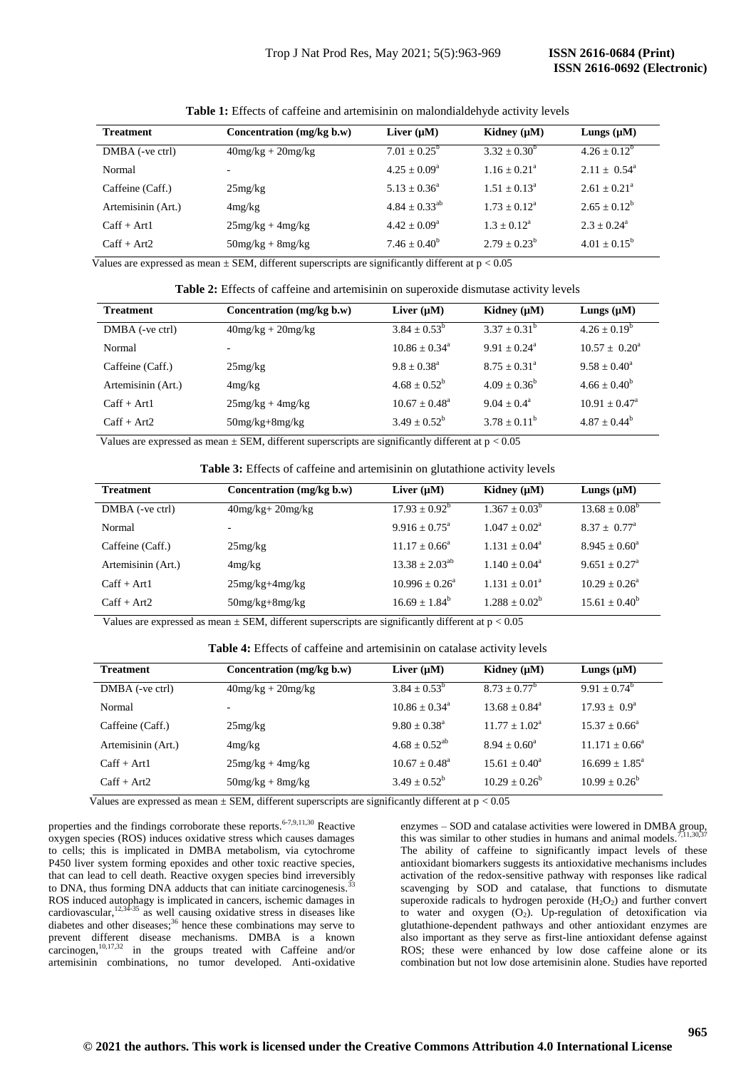**Table 1:** Effects of caffeine and artemisinin on malondialdehyde activity levels

| Treatment | Concentration (mg/kg b.w) | Liver (μM) | Kidney (μM) | Lungs (μM) |
|---|---|---|---|---|
| DMBA (-ve ctrl) | 40mg/kg + 20mg/kg | $7.01 \pm 0.25^{b}$ | $3.32 \pm 0.30^{b}$ | $4.26 \pm 0.12^{b}$ |
| Normal | - | $4.25 \pm 0.09^{a}$ | $1.16 \pm 0.21^{a}$ | $2.11 \pm 0.54^{a}$ |
| Caffeine (Caff.) | 25mg/kg | $5.13 \pm 0.36^{a}$ | $1.51 \pm 0.13^{a}$ | $2.61 \pm 0.21^{a}$ |
| Artemisinin (Art.) | 4mg/kg | $4.84 \pm 0.33^{ab}$ | $1.73 \pm 0.12^{a}$ | $2.65 \pm 0.12^{b}$ |
| Caff + Art1 | 25mg/kg + 4mg/kg | $4.42 \pm 0.09^{a}$ | $1.3 \pm 0.12^{a}$ | $2.3 \pm 0.24^{a}$ |
| Caff + Art2 | 50mg/kg + 8mg/kg | $7.46 \pm 0.40^{b}$ | $2.79 \pm 0.23^{b}$ | $4.01 \pm 0.15^{b}$ |

Values are expressed as mean ± SEM, different superscripts are significantly different at $p < 0.05$

**Table 2:** Effects of caffeine and artemisinin on superoxide dismutase activity levels

| Treatment | Concentration (mg/kg b.w) | Liver (μM) | Kidney (μM) | Lungs (μM) |
|---|---|---|---|---|
| DMBA (-ve ctrl) | 40mg/kg + 20mg/kg | $3.84 \pm 0.53^{b}$ | $3.37 \pm 0.31^{b}$ | $4.26 \pm 0.19^{b}$ |
| Normal | - | $10.86 \pm 0.34^{a}$ | $9.91 \pm 0.24^{a}$ | $10.57 \pm 0.20^{a}$ |
| Caffeine (Caff.) | 25mg/kg | $9.8 \pm 0.38^{a}$ | $8.75 \pm 0.31^{a}$ | $9.58 \pm 0.40^{a}$ |
| Artemisinin (Art.) | 4mg/kg | $4.68 \pm 0.52^{b}$ | $4.09 \pm 0.36^{b}$ | $4.66 \pm 0.40^{b}$ |
| Caff + Art1 | 25mg/kg + 4mg/kg | $10.67 \pm 0.48^{a}$ | $9.04 \pm 0.4^{a}$ | $10.91 \pm 0.47^{a}$ |
| Caff + Art2 | 50mg/kg+8mg/kg | $3.49 \pm 0.52^{b}$ | $3.78 \pm 0.11^{b}$ | $4.87 \pm 0.44^{b}$ |

Values are expressed as mean ± SEM, different superscripts are significantly different at $p < 0.05$

**Table 3:** Effects of caffeine and artemisinin on glutathione activity levels

| Treatment | Concentration (mg/kg b.w) | Liver (μM) | Kidney (μM) | Lungs (μM) |
|---|---|---|---|---|
| DMBA (-ve ctrl) | 40mg/kg+ 20mg/kg | $17.93 \pm 0.92^{b}$ | $1.367 \pm 0.03^{b}$ | $13.68 \pm 0.08^{b}$ |
| Normal | - | $9.916 \pm 0.75^{a}$ | $1.047 \pm 0.02^{a}$ | $8.37 \pm 0.77^{a}$ |
| Caffeine (Caff.) | 25mg/kg | $11.17 \pm 0.66^{a}$ | $1.131 \pm 0.04^{a}$ | $8.945 \pm 0.60^{a}$ |
| Artemisinin (Art.) | 4mg/kg | $13.38 \pm 2.03^{ab}$ | $1.140 \pm 0.04^{a}$ | $9.651 \pm 0.27^{a}$ |
| Caff + Art1 | 25mg/kg+4mg/kg | $10.996 \pm 0.26^{a}$ | $1.131 \pm 0.01^{a}$ | $10.29 \pm 0.26^{a}$ |
| Caff + Art2 | 50mg/kg+8mg/kg | $16.69 \pm 1.84^{b}$ | $1.288 \pm 0.02^{b}$ | $15.61 \pm 0.40^{b}$ |

Values are expressed as mean ± SEM, different superscripts are significantly different at $p < 0.05$

**Table 4:** Effects of caffeine and artemisinin on catalase activity levels

| Treatment | Concentration (mg/kg b.w) | Liver (μM) | Kidney (μM) | Lungs (μM) |
|---|---|---|---|---|
| DMBA (-ve ctrl) | 40mg/kg + 20mg/kg | $3.84 \pm 0.53^{b}$ | $8.73 \pm 0.77^{b}$ | $9.91 \pm 0.74^{b}$ |
| Normal | - | $10.86 \pm 0.34^{a}$ | $13.68 \pm 0.84^{a}$ | $17.93 \pm 0.9^{a}$ |
| Caffeine (Caff.) | 25mg/kg | $9.80 \pm 0.38^{a}$ | $11.77 \pm 1.02^{a}$ | $15.37 \pm 0.66^{a}$ |
| Artemisinin (Art.) | 4mg/kg | $4.68 \pm 0.52^{ab}$ | $8.94 \pm 0.60^{a}$ | $11.171 \pm 0.66^{a}$ |
| Caff + Art1 | 25mg/kg + 4mg/kg | $10.67 \pm 0.48^{a}$ | $15.61 \pm 0.40^{a}$ | $16.699 \pm 1.85^{a}$ |
| Caff + Art2 | 50mg/kg + 8mg/kg | $3.49 \pm 0.52^{b}$ | $10.29 \pm 0.26^{b}$ | $10.99 \pm 0.26^{b}$ |

Values are expressed as mean ± SEM, different superscripts are significantly different at $p < 0.05$

properties and the findings corroborate these reports.[6-7,9,11,30] Reactive oxygen species (ROS) induces oxidative stress which causes damages to cells; this is implicated in DMBA metabolism, via cytochrome P450 liver system forming epoxides and other toxic reactive species, that can lead to cell death. Reactive oxygen species bind irreversibly to DNA, thus forming DNA adducts that can initiate carcinogenesis.[33] ROS induced autophagy is implicated in cancers, ischemic damages in cardiovascular,[12,34-35] as well causing oxidative stress in diseases like diabetes and other diseases;[36] hence these combinations may serve to prevent different disease mechanisms. DMBA is a known carcinogen,[10,17,32] in the groups treated with Caffeine and/or artemisinin combinations, no tumor developed. Anti-oxidative enzymes – SOD and catalase activities were lowered in DMBA group, this was similar to other studies in humans and animal models.[7,11,30,37] The ability of caffeine to significantly impact levels of these antioxidant biomarkers suggests its antioxidative mechanisms includes activation of the redox-sensitive pathway with responses like radical scavenging by SOD and catalase, that functions to dismutate superoxide radicals to hydrogen peroxide ($H_2O_2$) and further convert to water and oxygen ($O_2$). Up-regulation of detoxification via glutathione-dependent pathways and other antioxidant enzymes are also important as they serve as first-line antioxidant defense against ROS; these were enhanced by low dose caffeine alone or its combination but not low dose artemisinin alone. Studies have reported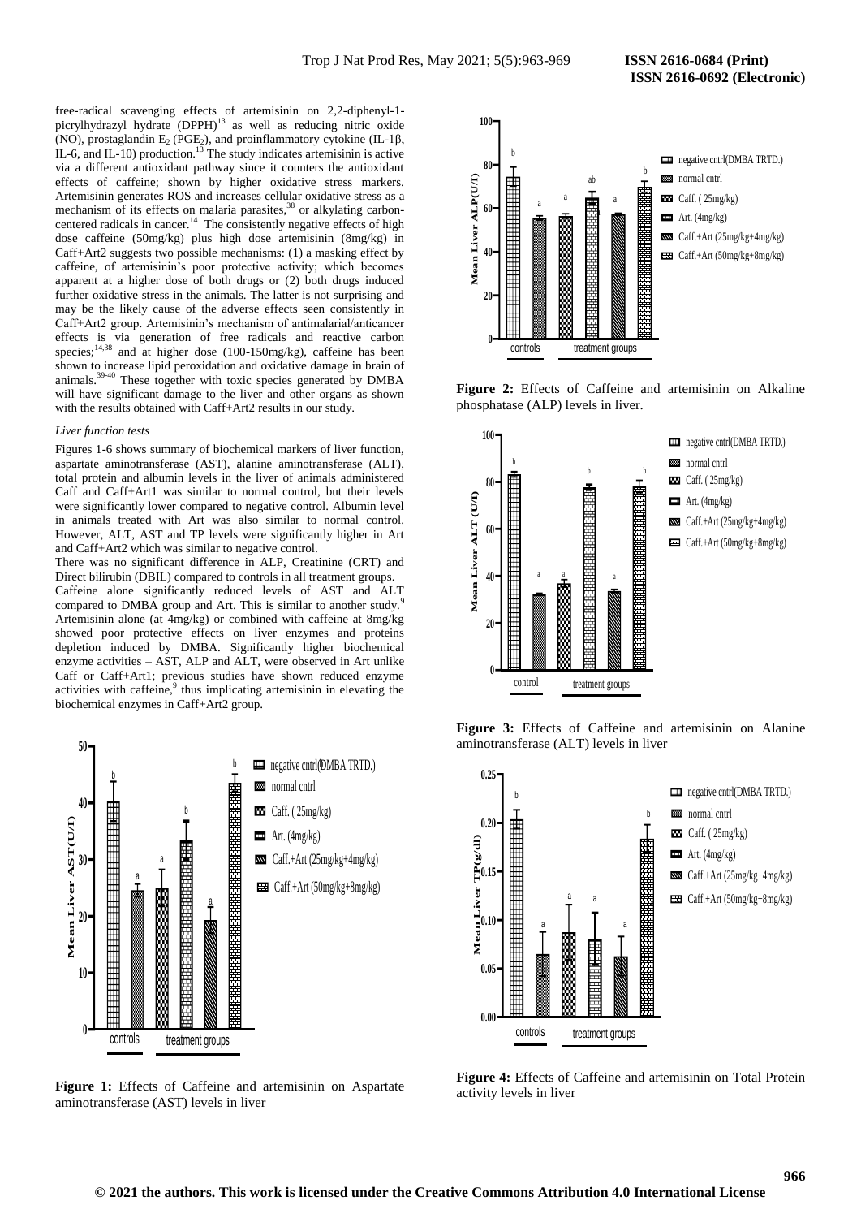free-radical scavenging effects of artemisinin on 2,2-diphenyl-1-picrylhydrazyl hydrate (DPPH)[13] as well as reducing nitric oxide (NO), prostaglandin $E_2$ ($PGE_2$), and proinflammatory cytokine (IL-1β, IL-6, and IL-10) production.[13] The study indicates artemisinin is active via a different antioxidant pathway since it counters the antioxidant effects of caffeine; shown by higher oxidative stress markers. Artemisinin generates ROS and increases cellular oxidative stress as a mechanism of its effects on malaria parasites,[38] or alkylating carbon-centered radicals in cancer.[14] The consistently negative effects of high dose caffeine (50mg/kg) plus high dose artemisinin (8mg/kg) in Caff+Art2 suggests two possible mechanisms: (1) a masking effect by caffeine, of artemisinin's poor protective activity; which becomes apparent at a higher dose of both drugs or (2) both drugs induced further oxidative stress in the animals. The latter is not surprising and may be the likely cause of the adverse effects seen consistently in Caff+Art2 group. Artemisinin's mechanism of antimalarial/anticancer effects is via generation of free radicals and reactive carbon species;[14,38] and at higher dose (100-150mg/kg), caffeine has been shown to increase lipid peroxidation and oxidative damage in brain of animals.[39-40] These together with toxic species generated by DMBA will have significant damage to the liver and other organs as shown with the results obtained with Caff+Art2 results in our study.

*Liver function tests*

Figures 1-6 shows summary of biochemical markers of liver function, aspartate aminotransferase (AST), alanine aminotransferase (ALT), total protein and albumin levels in the liver of animals administered Caff and Caff+Art1 was similar to normal control, but their levels were significantly lower compared to negative control. Albumin level in animals treated with Art was also similar to normal control. However, ALT, AST and TP levels were significantly higher in Art and Caff+Art2 which was similar to negative control.

There was no significant difference in ALP, Creatinine (CRT) and Direct bilirubin (DBIL) compared to controls in all treatment groups.

Caffeine alone significantly reduced levels of AST and ALT compared to DMBA group and Art. This is similar to another study.[9] Artemisinin alone (at 4mg/kg) or combined with caffeine at 8mg/kg showed poor protective effects on liver enzymes and proteins depletion induced by DMBA. Significantly higher biochemical enzyme activities – AST, ALP and ALT, were observed in Art unlike Caff or Caff+Art1; previous studies have shown reduced enzyme activities with caffeine,[9] thus implicating artemisinin in elevating the biochemical enzymes in Caff+Art2 group.

**Figure 1:** Effects of Caffeine and artemisinin on Aspartate aminotransferase (AST) levels in liver

**Figure 2:** Effects of Caffeine and artemisinin on Alkaline phosphatase (ALP) levels in liver.

**Figure 3:** Effects of Caffeine and artemisinin on Alanine aminotransferase (ALT) levels in liver

**Figure 4:** Effects of Caffeine and artemisinin on Total Protein activity levels in liver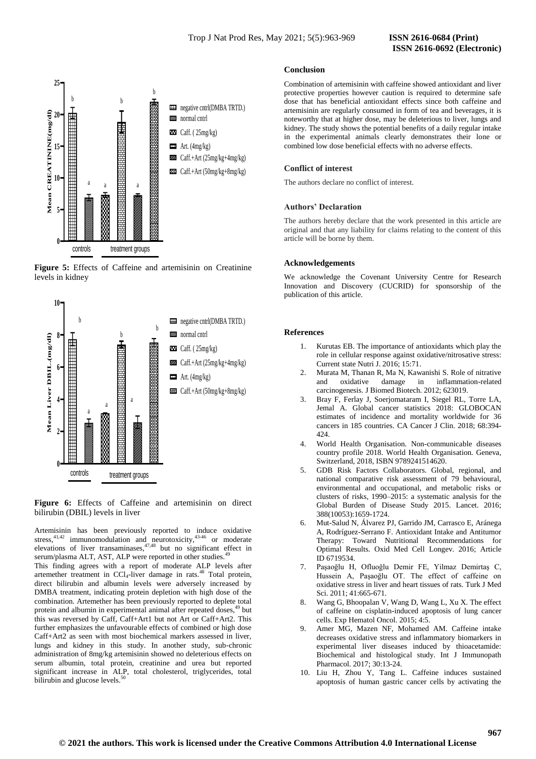Figure 5: Effects of Caffeine and artemisinin on Creatinine levels in kidney

Figure 6: Effects of Caffeine and artemisinin on direct bilirubin (DBIL) levels in liver

Artemisinin has been previously reported to induce oxidative stress,[41,42] immunomodulation and neurotoxicity,[43-46] or moderate elevations of liver transaminases,[47,48] but no significant effect in serum/plasma ALT, AST, ALP were reported in other studies.[49]

This finding agrees with a report of moderate ALP levels after artemether treatment in $CCl_4$-liver damage in rats.[48] Total protein, direct bilirubin and albumin levels were adversely increased by DMBA treatment, indicating protein depletion with high dose of the combination. Artemether has been previously reported to deplete total protein and albumin in experimental animal after repeated doses,[49] but this was reversed by Caff, Caff+Art1 but not Art or Caff+Art2. This further emphasizes the unfavourable effects of combined or high dose Caff+Art2 as seen with most biochemical markers assessed in liver, lungs and kidney in this study. In another study, sub-chronic administration of 8mg/kg artemisinin showed no deleterious effects on serum albumin, total protein, creatinine and urea but reported significant increase in ALP, total cholesterol, triglycerides, total bilirubin and glucose levels.[50]

## Conclusion

Combination of artemisinin with caffeine showed antioxidant and liver protective properties however caution is required to determine safe dose that has beneficial antioxidant effects since both caffeine and artemisinin are regularly consumed in form of tea and beverages, it is noteworthy that at higher dose, may be deleterious to liver, lungs and kidney. The study shows the potential benefits of a daily regular intake in the experimental animals clearly demonstrates their lone or combined low dose beneficial effects with no adverse effects.

## Conflict of interest

The authors declare no conflict of interest.

## Authors' Declaration

The authors hereby declare that the work presented in this article are original and that any liability for claims relating to the content of this article will be borne by them.

## Acknowledgements

We acknowledge the Covenant University Centre for Research Innovation and Discovery (CUCRID) for sponsorship of the publication of this article.

## References

1. Kurutas EB. The importance of antioxidants which play the role in cellular response against oxidative/nitrosative stress: Current state Nutri J. 2016; 15:71.
2. Murata M, Thanan R, Ma N, Kawanishi S. Role of nitrative and oxidative damage in inflammation-related carcinogenesis. J Biomed Biotech. 2012; 623019.
3. Bray F, Ferlay J, Soerjomataram I, Siegel RL, Torre LA, Jemal A. Global cancer statistics 2018: GLOBOCAN estimates of incidence and mortality worldwide for 36 cancers in 185 countries. CA Cancer J Clin. 2018; 68:394-424.
4. World Health Organisation. Non-communicable diseases country profile 2018. World Health Organisation. Geneva, Switzerland, 2018, ISBN 9789241514620.
5. GDB Risk Factors Collaborators. Global, regional, and national comparative risk assessment of 79 behavioural, environmental and occupational, and metabolic risks or clusters of risks, 1990–2015: a systematic analysis for the Global Burden of Disease Study 2015. Lancet. 2016; 388(10053):1659-1724.
6. Mut-Salud N, Álvarez PJ, Garrido JM, Carrasco E, Aránega A, Rodríguez-Serrano F. Antioxidant Intake and Antitumor Therapy: Toward Nutritional Recommendations for Optimal Results. Oxid Med Cell Longev. 2016; Article ID 6719534.
7. Paşaoğlu H, Ofluoğlu Demir FE, Yilmaz Demirtaş C, Hussein A, Paşaoğlu OT. The effect of caffeine on oxidative stress in liver and heart tissues of rats. Turk J Med Sci. 2011; 41:665-671.
8. Wang G, Bhoopalan V, Wang D, Wang L, Xu X. The effect of caffeine on cisplatin-induced apoptosis of lung cancer cells. Exp Hematol Oncol. 2015; 4:5.
9. Amer MG, Mazen NF, Mohamed AM. Caffeine intake decreases oxidative stress and inflammatory biomarkers in experimental liver diseases induced by thioacetamide: Biochemical and histological study. Int J Immunopath Pharmacol. 2017; 30:13-24.
10. Liu H, Zhou Y, Tang L. Caffeine induces sustained apoptosis of human gastric cancer cells by activating the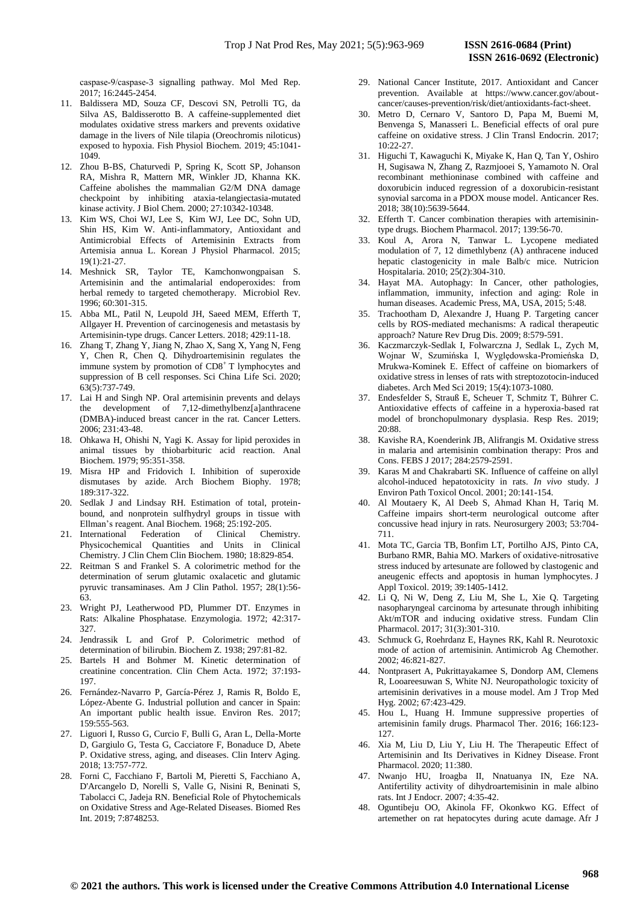caspase-9/caspase-3 signalling pathway. Mol Med Rep. 2017; 16:2445-2454.

11. Baldissera MD, Souza CF, Descovi SN, Petrolli TG, da Silva AS, Baldisserotto B. A caffeine-supplemented diet modulates oxidative stress markers and prevents oxidative damage in the livers of Nile tilapia (Oreochromis niloticus) exposed to hypoxia. Fish Physiol Biochem. 2019; 45:1041-1049.
12. Zhou B-BS, Chaturvedi P, Spring K, Scott SP, Johanson RA, Mishra R, Mattern MR, Winkler JD, Khanna KK. Caffeine abolishes the mammalian G2/M DNA damage checkpoint by inhibiting ataxia-telangiectasia-mutated kinase activity. J Biol Chem. 2000; 27:10342-10348.
13. Kim WS, Choi WJ, Lee S, Kim WJ, Lee DC, Sohn UD, Shin HS, Kim W. Anti-inflammatory, Antioxidant and Antimicrobial Effects of Artemisinin Extracts from Artemisia annua L. Korean J Physiol Pharmacol. 2015; 19(1):21-27.
14. Meshnick SR, Taylor TE, Kamchonwongpaisan S. Artemisinin and the antimalarial endoperoxides: from herbal remedy to targeted chemotherapy. Microbiol Rev. 1996; 60:301-315.
15. Abba ML, Patil N, Leupold JH, Saeed MEM, Efferth T, Allgayer H. Prevention of carcinogenesis and metastasis by Artemisinin-type drugs. Cancer Letters. 2018; 429:11-18.
16. Zhang T, Zhang Y, Jiang N, Zhao X, Sang X, Yang N, Feng Y, Chen R, Chen Q. Dihydroartemisinin regulates the immune system by promotion of CD8$^+$ T lymphocytes and suppression of B cell responses. Sci China Life Sci. 2020; 63(5):737-749.
17. Lai H and Singh NP. Oral artemisinin prevents and delays the development of 7,12-dimethylbenz[a]anthracene (DMBA)-induced breast cancer in the rat. Cancer Letters. 2006; 231:43-48.
18. Ohkawa H, Ohishi N, Yagi K. Assay for lipid peroxides in animal tissues by thiobarbituric acid reaction. Anal Biochem. 1979; 95:351-358.
19. Misra HP and Fridovich I. Inhibition of superoxide dismutases by azide. Arch Biochem Biophy. 1978; 189:317-322.
20. Sedlak J and Lindsay RH. Estimation of total, protein-bound, and nonprotein sulfhydryl groups in tissue with Ellman's reagent. Anal Biochem. 1968; 25:192-205.
21. International Federation of Clinical Chemistry. Physicochemical Quantities and Units in Clinical Chemistry. J Clin Chem Clin Biochem. 1980; 18:829-854.
22. Reitman S and Frankel S. A colorimetric method for the determination of serum glutamic oxalacetic and glutamic pyruvic transaminases. Am J Clin Pathol. 1957; 28(1):56-63.
23. Wright PJ, Leatherwood PD, Plummer DT. Enzymes in Rats: Alkaline Phosphatase. Enzymologia. 1972; 42:317-327.
24. Jendrassik L and Grof P. Colorimetric method of determination of bilirubin. Biochem Z. 1938; 297:81-82.
25. Bartels H and Bohmer M. Kinetic determination of creatinine concentration. Clin Chem Acta. 1972; 37:193-197.
26. Fernández-Navarro P, García-Pérez J, Ramis R, Boldo E, López-Abente G. Industrial pollution and cancer in Spain: An important public health issue. Environ Res. 2017; 159:555-563.
27. Liguori I, Russo G, Curcio F, Bulli G, Aran L, Della-Morte D, Gargiulo G, Testa G, Cacciatore F, Bonaduce D, Abete P. Oxidative stress, aging, and diseases. Clin Interv Aging. 2018; 13:757-772.
28. Forni C, Facchiano F, Bartoli M, Pieretti S, Facchiano A, D'Arcangelo D, Norelli S, Valle G, Nisini R, Beninati S, Tabolacci C, Jadeja RN. Beneficial Role of Phytochemicals on Oxidative Stress and Age-Related Diseases. Biomed Res Int. 2019; 7:8748253.
29. National Cancer Institute, 2017. Antioxidant and Cancer prevention. Available at https://www.cancer.gov/about-cancer/causes-prevention/risk/diet/antioxidants-fact-sheet.
30. Metro D, Cernaro V, Santoro D, Papa M, Buemi M, Benvenga S, Manasseri L. Beneficial effects of oral pure caffeine on oxidative stress. J Clin Transl Endocrin. 2017; 10:22-27.
31. Higuchi T, Kawaguchi K, Miyake K, Han Q, Tan Y, Oshiro H, Sugisawa N, Zhang Z, Razmjooei S, Yamamoto N. Oral recombinant methioninase combined with caffeine and doxorubicin induced regression of a doxorubicin-resistant synovial sarcoma in a PDOX mouse model. Anticancer Res. 2018; 38(10):5639-5644.
32. Efferth T. Cancer combination therapies with artemisinin-type drugs. Biochem Pharmacol. 2017; 139:56-70.
33. Koul A, Arora N, Tanwar L. Lycopene mediated modulation of 7, 12 dimethlybenz (A) anthracene induced hepatic clastogenicity in male Balb/c mice. Nutricion Hospitalaria. 2010; 25(2):304-310.
34. Hayat MA. Autophagy: In Cancer, other pathologies, inflammation, immunity, infection and aging: Role in human diseases. Academic Press, MA, USA, 2015; 5:48.
35. Trachootham D, Alexandre J, Huang P. Targeting cancer cells by ROS-mediated mechanisms: A radical therapeutic approach? Nature Rev Drug Dis. 2009; 8:579-591.
36. Kaczmarczyk-Sedlak I, Folwarczna J, Sedlak L, Zych M, Wojnar W, Szumińska I, Wyględowska-Promieńska D, Mrukwa-Kominek E. Effect of caffeine on biomarkers of oxidative stress in lenses of rats with streptozotocin-induced diabetes. Arch Med Sci 2019; 15(4):1073-1080.
37. Endesfelder S, Strauß E, Scheuer T, Schmitz T, Bührer C. Antioxidative effects of caffeine in a hyperoxia-based rat model of bronchopulmonary dysplasia. Resp Res. 2019; 20:88.
38. Kavishe RA, Koenderink JB, Alifrangis M. Oxidative stress in malaria and artemisinin combination therapy: Pros and Cons. FEBS J 2017; 284:2579-2591.
39. Karas M and Chakrabarti SK. Influence of caffeine on allyl alcohol-induced hepatotoxicity in rats. *In vivo* study. J Environ Path Toxicol Oncol. 2001; 20:141-154.
40. Al Moutaery K, Al Deeb S, Ahmad Khan H, Tariq M. Caffeine impairs short-term neurological outcome after concussive head injury in rats. Neurosurgery 2003; 53:704-711.
41. Mota TC, Garcia TB, Bonfim LT, Portilho AJS, Pinto CA, Burbano RMR, Bahia MO. Markers of oxidative-nitrosative stress induced by artesunate are followed by clastogenic and aneugenic effects and apoptosis in human lymphocytes. J Appl Toxicol. 2019; 39:1405-1412.
42. Li Q, Ni W, Deng Z, Liu M, She L, Xie Q. Targeting nasopharyngeal carcinoma by artesunate through inhibiting Akt/mTOR and inducing oxidative stress. Fundam Clin Pharmacol. 2017; 31(3):301-310.
43. Schmuck G, Roehrdanz E, Haynes RK, Kahl R. Neurotoxic mode of action of artemisinin. Antimicrob Ag Chemother. 2002; 46:821-827.
44. Nontprasert A, Pukrittayakamee S, Dondorp AM, Clemens R, Looareesuwan S, White NJ. Neuropathologic toxicity of artemisinin derivatives in a mouse model. Am J Trop Med Hyg. 2002; 67:423-429.
45. Hou L, Huang H. Immune suppressive properties of artemisinin family drugs. Pharmacol Ther. 2016; 166:123-127.
46. Xia M, Liu D, Liu Y, Liu H. The Therapeutic Effect of Artemisinin and Its Derivatives in Kidney Disease. Front Pharmacol. 2020; 11:380.
47. Nwanjo HU, Iroagba II, Nnatuanya IN, Eze NA. Antifertility activity of dihydroartemisinin in male albino rats. Int J Endocr. 2007; 4:35-42.
48. Oguntibeju OO, Akinola FF, Okonkwo KG. Effect of artemether on rat hepatocytes during acute damage. Afr J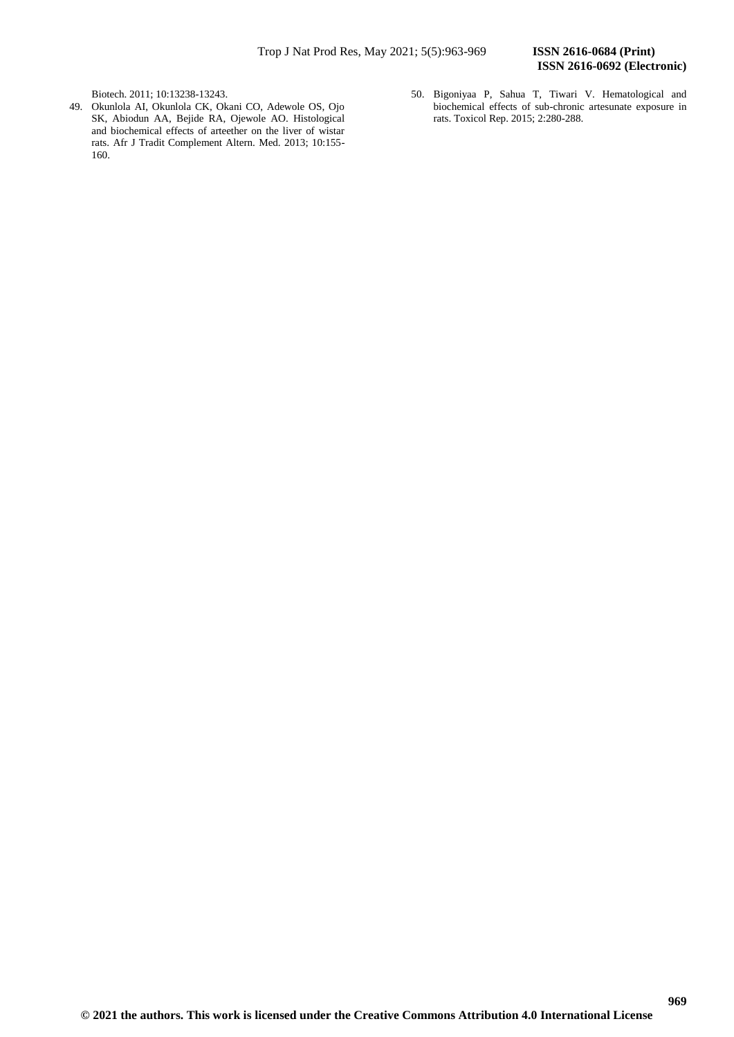Biotech. 2011; 10:13238-13243.

49. Okunlola AI, Okunlola CK, Okani CO, Adewole OS, Ojo SK, Abiodun AA, Bejide RA, Ojewole AO. Histological and biochemical effects of arteether on the liver of wistar rats. Afr J Tradit Complement Altern. Med. 2013; 10:155-160.
50. Bigoniyaa P, Sahua T, Tiwari V. Hematological and biochemical effects of sub-chronic artesunate exposure in rats. Toxicol Rep. 2015; 2:280-288.

**© 2021 the authors. This work is licensed under the Creative Commons Attribution 4.0 International License**